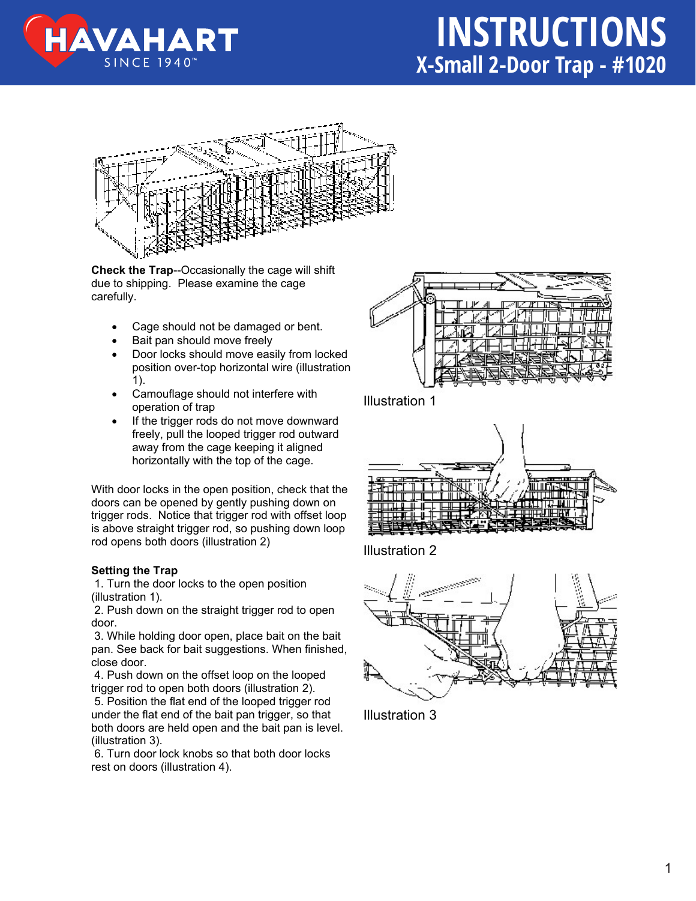# INSTRUCTIONS

## X-Small 2-Door Trap - #1020

**Check the Trap**--Occasionally the cage will shift due to shipping. Please examine the cage carefully.

- Cage should not be damaged or bent.
- Bait pan should move freely
- Door locks should move easily from locked position over-top horizontal wire (illustration 1).
- Camouflage should not interfere with operation of trap
- If the trigger rods do not move downward freely, pull the looped trigger rod outward away from the cage keeping it aligned horizontally with the top of the cage.

With door locks in the open position, check that the doors can be opened by gently pushing down on trigger rods. Notice that trigger rod with offset loop is above straight trigger rod, so pushing down loop rod opens both doors (illustration 2)

**Setting the Trap**

1. Turn the door locks to the open position (illustration 1).
2. Push down on the straight trigger rod to open door.
3. While holding door open, place bait on the bait pan. See back for bait suggestions. When finished, close door.
4. Push down on the offset loop on the looped trigger rod to open both doors (illustration 2).
5. Position the flat end of the looped trigger rod under the flat end of the bait pan trigger, so that both doors are held open and the bait pan is level. (illustration 3).
6. Turn door lock knobs so that both door locks rest on doors (illustration 4).

Illustration 1

Illustration 2

Illustration 3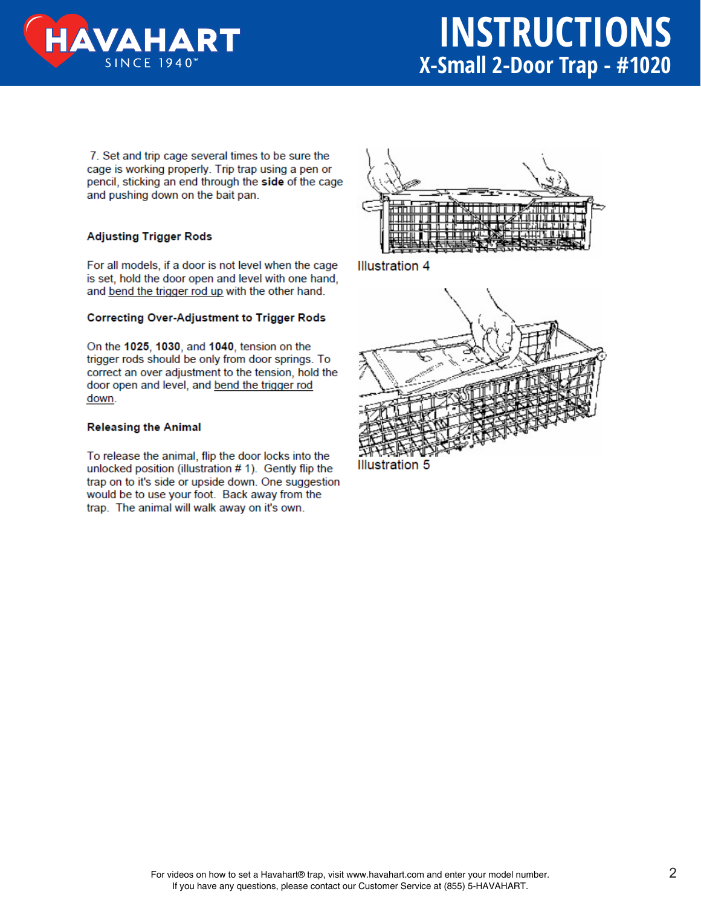7. Set and trip cage several times to be sure the cage is working properly. Trip trap using a pen or pencil, sticking an end through the **side** of the cage and pushing down on the bait pan.

Illustration 4

### Adjusting Trigger Rods

For all models, if a door is not level when the cage is set, hold the door open and level with one hand, and bend the trigger rod up with the other hand.

### Correcting Over-Adjustment to Trigger Rods

On the **1025**, **1030**, and **1040**, tension on the trigger rods should be only from door springs. To correct an over adjustment to the tension, hold the door open and level, and bend the trigger rod down.

Illustration 5

### Releasing the Animal

To release the animal, flip the door locks into the unlocked position (illustration # 1). Gently flip the trap on to it's side or upside down. One suggestion would be to use your foot. Back away from the trap. The animal will walk away on it's own.

For videos on how to set a Havahart® trap, visit www.havahart.com and enter your model number.
If you have any questions, please contact our Customer Service at (855) 5-HAVAHART.